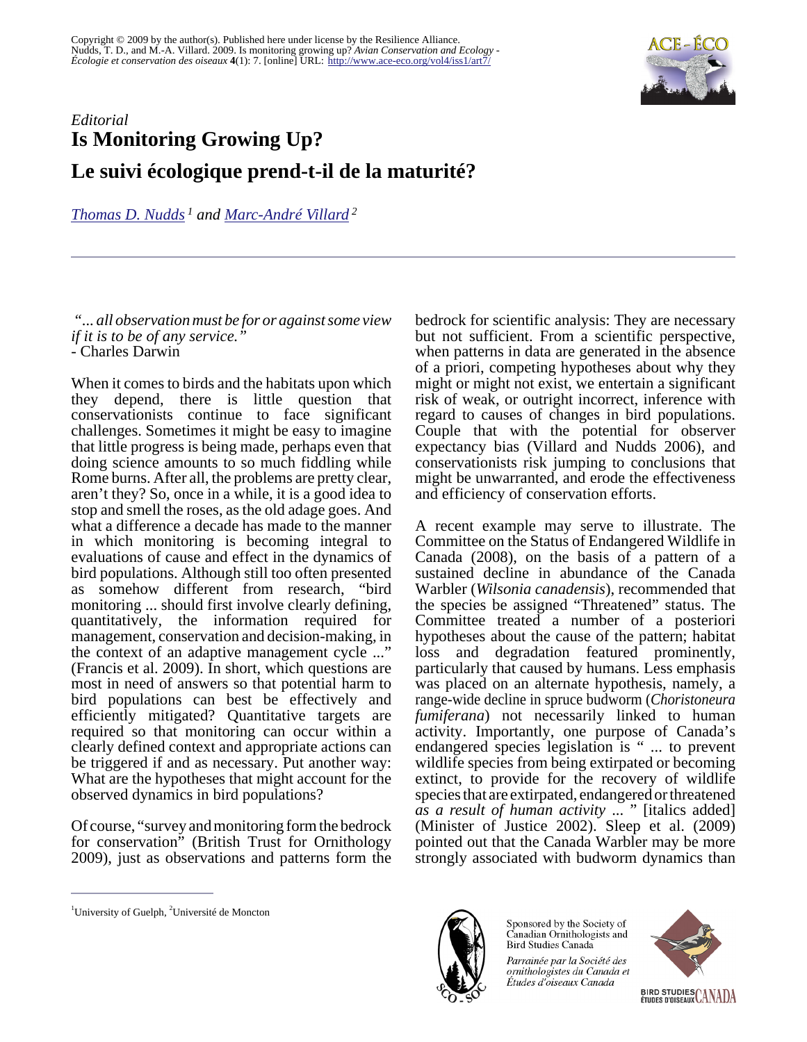Copyright © 2009 by the author(s). Published here under license by the Resilience Alliance.
Nudds, T. D., and M.-A. Villard. 2009. Is monitoring growing up? *Avian Conservation and Ecology - Écologie et conservation des oiseaux* **4**(1): 7. [online] URL: http://www.ace-eco.org/vol4/iss1/art7/

*Editorial*

# Is Monitoring Growing Up?

# Le suivi écologique prend-t-il de la maturité?

*Thomas D. Nudds* [1] *and Marc-André Villard* [2]

[1]University of Guelph, [2]Université de Moncton

*"... all observation must be for or against some view if it is to be of any service."*
- Charles Darwin

When it comes to birds and the habitats upon which they depend, there is little question that conservationists continue to face significant challenges. Sometimes it might be easy to imagine that little progress is being made, perhaps even that doing science amounts to so much fiddling while Rome burns. After all, the problems are pretty clear, aren't they? So, once in a while, it is a good idea to stop and smell the roses, as the old adage goes. And what a difference a decade has made to the manner in which monitoring is becoming integral to evaluations of cause and effect in the dynamics of bird populations. Although still too often presented as somehow different from research, "bird monitoring ... should first involve clearly defining, quantitatively, the information required for management, conservation and decision-making, in the context of an adaptive management cycle ..." (Francis et al. 2009). In short, which questions are most in need of answers so that potential harm to bird populations can best be effectively and efficiently mitigated? Quantitative targets are required so that monitoring can occur within a clearly defined context and appropriate actions can be triggered if and as necessary. Put another way: What are the hypotheses that might account for the observed dynamics in bird populations?

Of course, "survey and monitoring form the bedrock for conservation" (British Trust for Ornithology 2009), just as observations and patterns form the bedrock for scientific analysis: They are necessary but not sufficient. From a scientific perspective, when patterns in data are generated in the absence of a priori, competing hypotheses about why they might or might not exist, we entertain a significant risk of weak, or outright incorrect, inference with regard to causes of changes in bird populations. Couple that with the potential for observer expectancy bias (Villard and Nudds 2006), and conservationists risk jumping to conclusions that might be unwarranted, and erode the effectiveness and efficiency of conservation efforts.

A recent example may serve to illustrate. The Committee on the Status of Endangered Wildlife in Canada (2008), on the basis of a pattern of a sustained decline in abundance of the Canada Warbler (*Wilsonia canadensis*), recommended that the species be assigned "Threatened" status. The Committee treated a number of a posteriori hypotheses about the cause of the pattern; habitat loss and degradation featured prominently, particularly that caused by humans. Less emphasis was placed on an alternate hypothesis, namely, a range-wide decline in spruce budworm (*Choristoneura fumiferana*) not necessarily linked to human activity. Importantly, one purpose of Canada's endangered species legislation is " ... to prevent wildlife species from being extirpated or becoming extinct, to provide for the recovery of wildlife species that are extirpated, endangered or threatened *as a result of human activity ...* " [italics added] (Minister of Justice 2002). Sleep et al. (2009) pointed out that the Canada Warbler may be more strongly associated with budworm dynamics than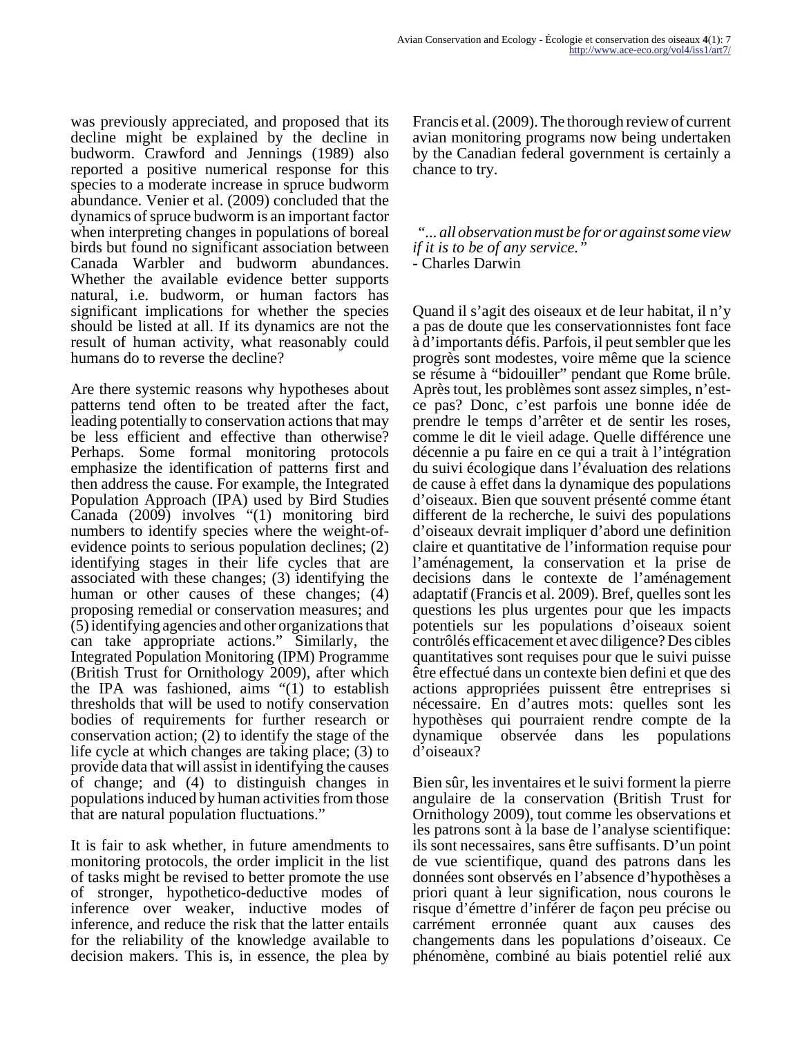was previously appreciated, and proposed that its decline might be explained by the decline in budworm. Crawford and Jennings (1989) also reported a positive numerical response for this species to a moderate increase in spruce budworm abundance. Venier et al. (2009) concluded that the dynamics of spruce budworm is an important factor when interpreting changes in populations of boreal birds but found no significant association between Canada Warbler and budworm abundances. Whether the available evidence better supports natural, i.e. budworm, or human factors has significant implications for whether the species should be listed at all. If its dynamics are not the result of human activity, what reasonably could humans do to reverse the decline?

Are there systemic reasons why hypotheses about patterns tend often to be treated after the fact, leading potentially to conservation actions that may be less efficient and effective than otherwise? Perhaps. Some formal monitoring protocols emphasize the identification of patterns first and then address the cause. For example, the Integrated Population Approach (IPA) used by Bird Studies Canada (2009) involves "(1) monitoring bird numbers to identify species where the weight-of-evidence points to serious population declines; (2) identifying stages in their life cycles that are associated with these changes; (3) identifying the human or other causes of these changes; (4) proposing remedial or conservation measures; and (5) identifying agencies and other organizations that can take appropriate actions." Similarly, the Integrated Population Monitoring (IPM) Programme (British Trust for Ornithology 2009), after which the IPA was fashioned, aims "(1) to establish thresholds that will be used to notify conservation bodies of requirements for further research or conservation action; (2) to identify the stage of the life cycle at which changes are taking place; (3) to provide data that will assist in identifying the causes of change; and (4) to distinguish changes in populations induced by human activities from those that are natural population fluctuations."

It is fair to ask whether, in future amendments to monitoring protocols, the order implicit in the list of tasks might be revised to better promote the use of stronger, hypothetico-deductive modes of inference over weaker, inductive modes of inference, and reduce the risk that the latter entails for the reliability of the knowledge available to decision makers. This is, in essence, the plea by Francis et al. (2009). The thorough review of current avian monitoring programs now being undertaken by the Canadian federal government is certainly a chance to try.

*"... all observation must be for or against some view if it is to be of any service."*
- Charles Darwin

Quand il s'agit des oiseaux et de leur habitat, il n'y a pas de doute que les conservationnistes font face à d'importants défis. Parfois, il peut sembler que les progrès sont modestes, voire même que la science se résume à "bidouiller" pendant que Rome brûle. Après tout, les problèmes sont assez simples, n'est-ce pas? Donc, c'est parfois une bonne idée de prendre le temps d'arrêter et de sentir les roses, comme le dit le vieil adage. Quelle différence une décennie a pu faire en ce qui a trait à l'intégration du suivi écologique dans l'évaluation des relations de cause à effet dans la dynamique des populations d'oiseaux. Bien que souvent présenté comme étant different de la recherche, le suivi des populations d'oiseaux devrait impliquer d'abord une definition claire et quantitative de l'information requise pour l'aménagement, la conservation et la prise de decisions dans le contexte de l'aménagement adaptatif (Francis et al. 2009). Bref, quelles sont les questions les plus urgentes pour que les impacts potentiels sur les populations d'oiseaux soient contrôlés efficacement et avec diligence? Des cibles quantitatives sont requises pour que le suivi puisse être effectué dans un contexte bien defini et que des actions appropriées puissent être entreprises si nécessaire. En d'autres mots: quelles sont les hypothèses qui pourraient rendre compte de la dynamique observée dans les populations d'oiseaux?

Bien sûr, les inventaires et le suivi forment la pierre angulaire de la conservation (British Trust for Ornithology 2009), tout comme les observations et les patrons sont à la base de l'analyse scientifique: ils sont necessaires, sans être suffisants. D'un point de vue scientifique, quand des patrons dans les données sont observés en l'absence d'hypothèses a priori quant à leur signification, nous courons le risque d'émettre d'inférer de façon peu précise ou carrément erronnée quant aux causes des changements dans les populations d'oiseaux. Ce phénomène, combiné au biais potentiel relié aux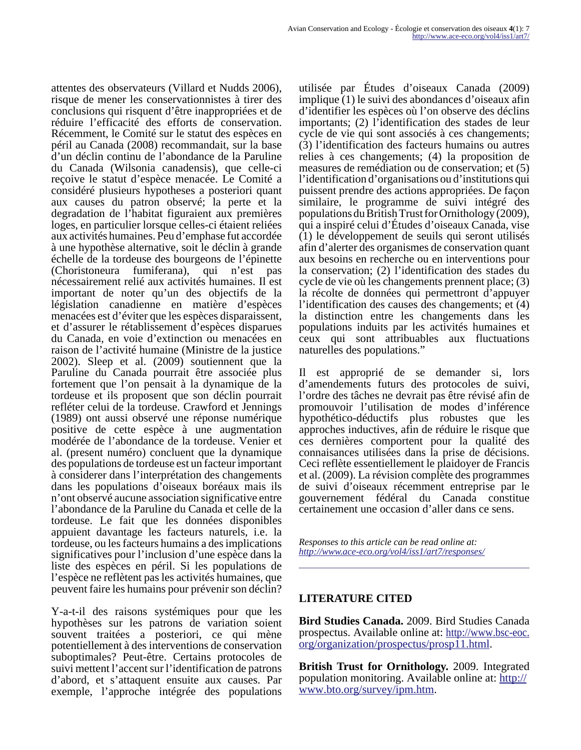attentes des observateurs (Villard et Nudds 2006), risque de mener les conservationnistes à tirer des conclusions qui risquent d'être inappropriées et de réduire l'efficacité des efforts de conservation. Récemment, le Comité sur le statut des espèces en péril au Canada (2008) recommandait, sur la base d'un déclin continu de l'abondance de la Paruline du Canada (Wilsonia canadensis), que celle-ci reçoive le statut d'espèce menacée. Le Comité a considéré plusieurs hypotheses a posteriori quant aux causes du patron observé; la perte et la degradation de l'habitat figuraient aux premières loges, en particulier lorsque celles-ci étaient reliées aux activités humaines. Peu d'emphase fut accordée à une hypothèse alternative, soit le déclin à grande échelle de la tordeuse des bourgeons de l'épinette (Choristoneura fumiferana), qui n'est pas nécessairement relié aux activités humaines. Il est important de noter qu'un des objectifs de la législation canadienne en matière d'espèces menacées est d'éviter que les espèces disparaissent, et d'assurer le rétablissement d'espèces disparues du Canada, en voie d'extinction ou menacées en raison de l'activité humaine (Ministre de la justice 2002). Sleep et al. (2009) soutiennent que la Paruline du Canada pourrait être associée plus fortement que l'on pensait à la dynamique de la tordeuse et ils proposent que son déclin pourrait refléter celui de la tordeuse. Crawford et Jennings (1989) ont aussi observé une réponse numérique positive de cette espèce à une augmentation modérée de l'abondance de la tordeuse. Venier et al. (present numéro) concluent que la dynamique des populations de tordeuse est un facteur important à considerer dans l'interprétation des changements dans les populations d'oiseaux boréaux mais ils n'ont observé aucune association significative entre l'abondance de la Paruline du Canada et celle de la tordeuse. Le fait que les données disponibles appuient davantage les facteurs naturels, i.e. la tordeuse, ou les facteurs humains a des implications significatives pour l'inclusion d'une espèce dans la liste des espèces en péril. Si les populations de l'espèce ne reflètent pas les activités humaines, que peuvent faire les humains pour prévenir son déclin?

Y-a-t-il des raisons systémiques pour que les hypothèses sur les patrons de variation soient souvent traitées a posteriori, ce qui mène potentiellement à des interventions de conservation suboptimales? Peut-être. Certains protocoles de suivi mettent l'accent sur l'identification de patrons d'abord, et s'attaquent ensuite aux causes. Par exemple, l'approche intégrée des populations utilisée par Études d'oiseaux Canada (2009) implique (1) le suivi des abondances d'oiseaux afin d'identifier les espèces où l'on observe des déclins importants; (2) l'identification des stades de leur cycle de vie qui sont associés à ces changements; (3) l'identification des facteurs humains ou autres relies à ces changements; (4) la proposition de measures de remédiation ou de conservation; et (5) l'identification d'organisations ou d'institutions qui puissent prendre des actions appropriées. De façon similaire, le programme de suivi intégré des populations du British Trust for Ornithology (2009), qui a inspiré celui d'Études d'oiseaux Canada, vise (1) le développement de seuils qui seront utilisés afin d'alerter des organismes de conservation quant aux besoins en recherche ou en interventions pour la conservation; (2) l'identification des stades du cycle de vie où les changements prennent place; (3) la récolte de données qui permettront d'appuyer l'identification des causes des changements; et (4) la distinction entre les changements dans les populations induits par les activités humaines et ceux qui sont attribuables aux fluctuations naturelles des populations."

Il est approprié de se demander si, lors d'amendements futurs des protocoles de suivi, l'ordre des tâches ne devrait pas être révisé afin de promouvoir l'utilisation de modes d'inférence hypothético-déductifs plus robustes que les approches inductives, afin de réduire le risque que ces dernières comportent pour la qualité des connaisances utilisées dans la prise de décisions. Ceci reflète essentiellement le plaidoyer de Francis et al. (2009). La révision complète des programmes de suivi d'oiseaux récemment entreprise par le gouvernement fédéral du Canada constitue certainement une occasion d'aller dans ce sens.

*Responses to this article can be read online at: http://www.ace-eco.org/vol4/iss1/art7/responses/*

---

## LITERATURE CITED

**Bird Studies Canada.** 2009. Bird Studies Canada prospectus. Available online at: http://www.bsc-eoc.org/organization/prospectus/prosp11.html.

**British Trust for Ornithology.** 2009. Integrated population monitoring. Available online at: http://www.bto.org/survey/ipm.htm.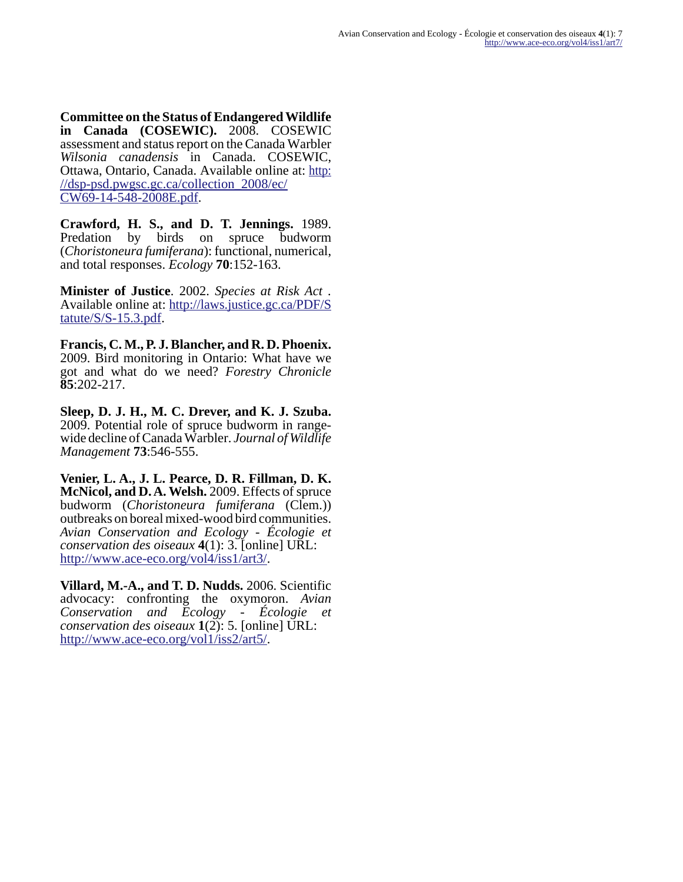**Committee on the Status of Endangered Wildlife in Canada (COSEWIC).** 2008. COSEWIC assessment and status report on the Canada Warbler *Wilsonia canadensis* in Canada. COSEWIC, Ottawa, Ontario, Canada. Available online at: http://dsp-psd.pwgsc.gc.ca/collection_2008/ec/CW69-14-548-2008E.pdf.

**Crawford, H. S., and D. T. Jennings.** 1989. Predation by birds on spruce budworm (*Choristoneura fumiferana*): functional, numerical, and total responses. *Ecology* **70**:152-163.

**Minister of Justice**. 2002. *Species at Risk Act* . Available online at: http://laws.justice.gc.ca/PDF/Statute/S/S-15.3.pdf.

**Francis, C. M., P. J. Blancher, and R. D. Phoenix.** 2009. Bird monitoring in Ontario: What have we got and what do we need? *Forestry Chronicle* **85**:202-217.

**Sleep, D. J. H., M. C. Drever, and K. J. Szuba.** 2009. Potential role of spruce budworm in range-wide decline of Canada Warbler. *Journal of Wildlife Management* **73**:546-555.

**Venier, L. A., J. L. Pearce, D. R. Fillman, D. K. McNicol, and D. A. Welsh.** 2009. Effects of spruce budworm (*Choristoneura fumiferana* (Clem.)) outbreaks on boreal mixed-wood bird communities. *Avian Conservation and Ecology - Écologie et conservation des oiseaux* **4**(1): 3. [online] URL: http://www.ace-eco.org/vol4/iss1/art3/.

**Villard, M.-A., and T. D. Nudds.** 2006. Scientific advocacy: confronting the oxymoron. *Avian Conservation and Ecology - Écologie et conservation des oiseaux* **1**(2): 5. [online] URL: http://www.ace-eco.org/vol1/iss2/art5/.